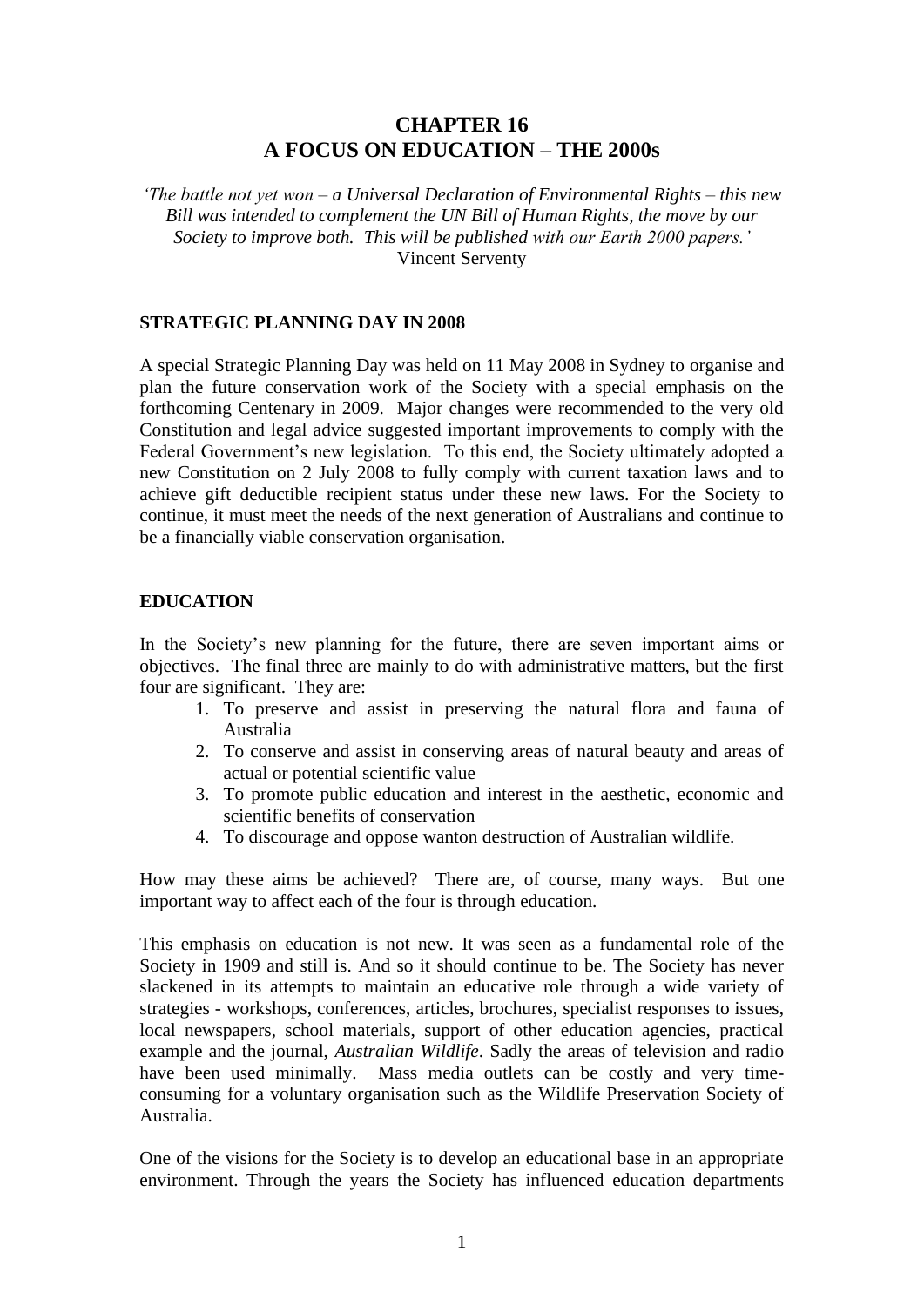# CHAPTER 16
# A FOCUS ON EDUCATION – THE 2000s

*'The battle not yet won – a Universal Declaration of Environmental Rights – this new Bill was intended to complement the UN Bill of Human Rights, the move by our Society to improve both. This will be published with our Earth 2000 papers.'*
Vincent Serventy

## STRATEGIC PLANNING DAY IN 2008

A special Strategic Planning Day was held on 11 May 2008 in Sydney to organise and plan the future conservation work of the Society with a special emphasis on the forthcoming Centenary in 2009. Major changes were recommended to the very old Constitution and legal advice suggested important improvements to comply with the Federal Government's new legislation. To this end, the Society ultimately adopted a new Constitution on 2 July 2008 to fully comply with current taxation laws and to achieve gift deductible recipient status under these new laws. For the Society to continue, it must meet the needs of the next generation of Australians and continue to be a financially viable conservation organisation.

## EDUCATION

In the Society's new planning for the future, there are seven important aims or objectives. The final three are mainly to do with administrative matters, but the first four are significant. They are:

1. To preserve and assist in preserving the natural flora and fauna of Australia
2. To conserve and assist in conserving areas of natural beauty and areas of actual or potential scientific value
3. To promote public education and interest in the aesthetic, economic and scientific benefits of conservation
4. To discourage and oppose wanton destruction of Australian wildlife.

How may these aims be achieved? There are, of course, many ways. But one important way to affect each of the four is through education.

This emphasis on education is not new. It was seen as a fundamental role of the Society in 1909 and still is. And so it should continue to be. The Society has never slackened in its attempts to maintain an educative role through a wide variety of strategies - workshops, conferences, articles, brochures, specialist responses to issues, local newspapers, school materials, support of other education agencies, practical example and the journal, *Australian Wildlife*. Sadly the areas of television and radio have been used minimally. Mass media outlets can be costly and very time-consuming for a voluntary organisation such as the Wildlife Preservation Society of Australia.

One of the visions for the Society is to develop an educational base in an appropriate environment. Through the years the Society has influenced education departments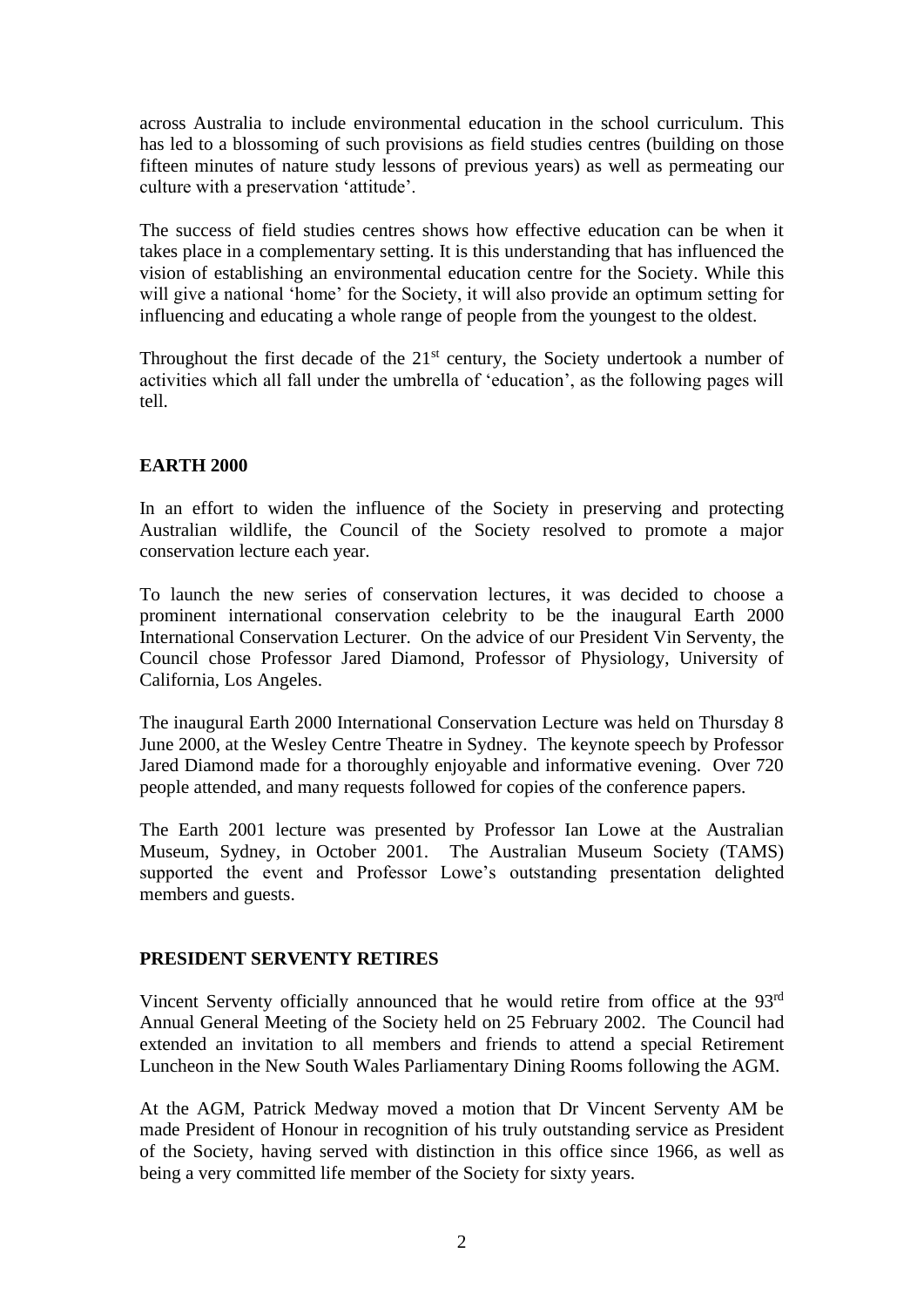across Australia to include environmental education in the school curriculum. This has led to a blossoming of such provisions as field studies centres (building on those fifteen minutes of nature study lessons of previous years) as well as permeating our culture with a preservation 'attitude'.

The success of field studies centres shows how effective education can be when it takes place in a complementary setting. It is this understanding that has influenced the vision of establishing an environmental education centre for the Society. While this will give a national 'home' for the Society, it will also provide an optimum setting for influencing and educating a whole range of people from the youngest to the oldest.

Throughout the first decade of the 21st century, the Society undertook a number of activities which all fall under the umbrella of 'education', as the following pages will tell.

## EARTH 2000

In an effort to widen the influence of the Society in preserving and protecting Australian wildlife, the Council of the Society resolved to promote a major conservation lecture each year.

To launch the new series of conservation lectures, it was decided to choose a prominent international conservation celebrity to be the inaugural Earth 2000 International Conservation Lecturer. On the advice of our President Vin Serventy, the Council chose Professor Jared Diamond, Professor of Physiology, University of California, Los Angeles.

The inaugural Earth 2000 International Conservation Lecture was held on Thursday 8 June 2000, at the Wesley Centre Theatre in Sydney. The keynote speech by Professor Jared Diamond made for a thoroughly enjoyable and informative evening. Over 720 people attended, and many requests followed for copies of the conference papers.

The Earth 2001 lecture was presented by Professor Ian Lowe at the Australian Museum, Sydney, in October 2001. The Australian Museum Society (TAMS) supported the event and Professor Lowe's outstanding presentation delighted members and guests.

## PRESIDENT SERVENTY RETIRES

Vincent Serventy officially announced that he would retire from office at the 93rd Annual General Meeting of the Society held on 25 February 2002. The Council had extended an invitation to all members and friends to attend a special Retirement Luncheon in the New South Wales Parliamentary Dining Rooms following the AGM.

At the AGM, Patrick Medway moved a motion that Dr Vincent Serventy AM be made President of Honour in recognition of his truly outstanding service as President of the Society, having served with distinction in this office since 1966, as well as being a very committed life member of the Society for sixty years.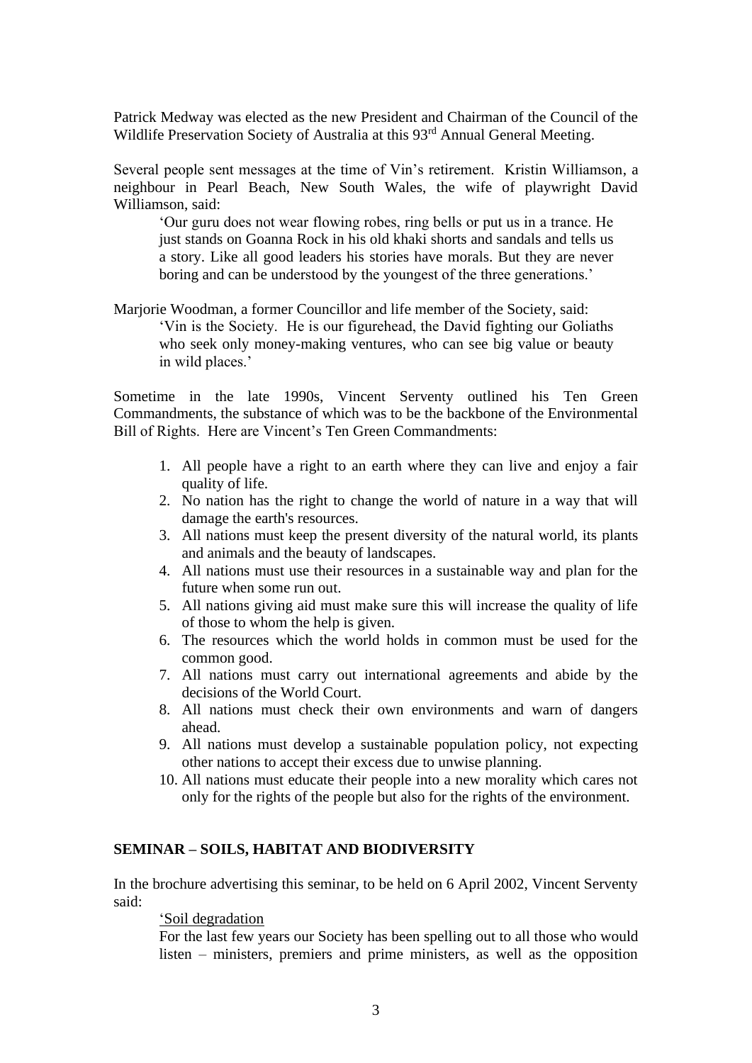Patrick Medway was elected as the new President and Chairman of the Council of the Wildlife Preservation Society of Australia at this 93rd Annual General Meeting.

Several people sent messages at the time of Vin's retirement. Kristin Williamson, a neighbour in Pearl Beach, New South Wales, the wife of playwright David Williamson, said:

> 'Our guru does not wear flowing robes, ring bells or put us in a trance. He just stands on Goanna Rock in his old khaki shorts and sandals and tells us a story. Like all good leaders his stories have morals. But they are never boring and can be understood by the youngest of the three generations.'

Marjorie Woodman, a former Councillor and life member of the Society, said:

> 'Vin is the Society. He is our figurehead, the David fighting our Goliaths who seek only money-making ventures, who can see big value or beauty in wild places.'

Sometime in the late 1990s, Vincent Serventy outlined his Ten Green Commandments, the substance of which was to be the backbone of the Environmental Bill of Rights. Here are Vincent's Ten Green Commandments:

1. All people have a right to an earth where they can live and enjoy a fair quality of life.
2. No nation has the right to change the world of nature in a way that will damage the earth's resources.
3. All nations must keep the present diversity of the natural world, its plants and animals and the beauty of landscapes.
4. All nations must use their resources in a sustainable way and plan for the future when some run out.
5. All nations giving aid must make sure this will increase the quality of life of those to whom the help is given.
6. The resources which the world holds in common must be used for the common good.
7. All nations must carry out international agreements and abide by the decisions of the World Court.
8. All nations must check their own environments and warn of dangers ahead.
9. All nations must develop a sustainable population policy, not expecting other nations to accept their excess due to unwise planning.
10. All nations must educate their people into a new morality which cares not only for the rights of the people but also for the rights of the environment.

## SEMINAR – SOILS, HABITAT AND BIODIVERSITY

In the brochure advertising this seminar, to be held on 6 April 2002, Vincent Serventy said:

> 'Soil degradation
>
> For the last few years our Society has been spelling out to all those who would listen – ministers, premiers and prime ministers, as well as the opposition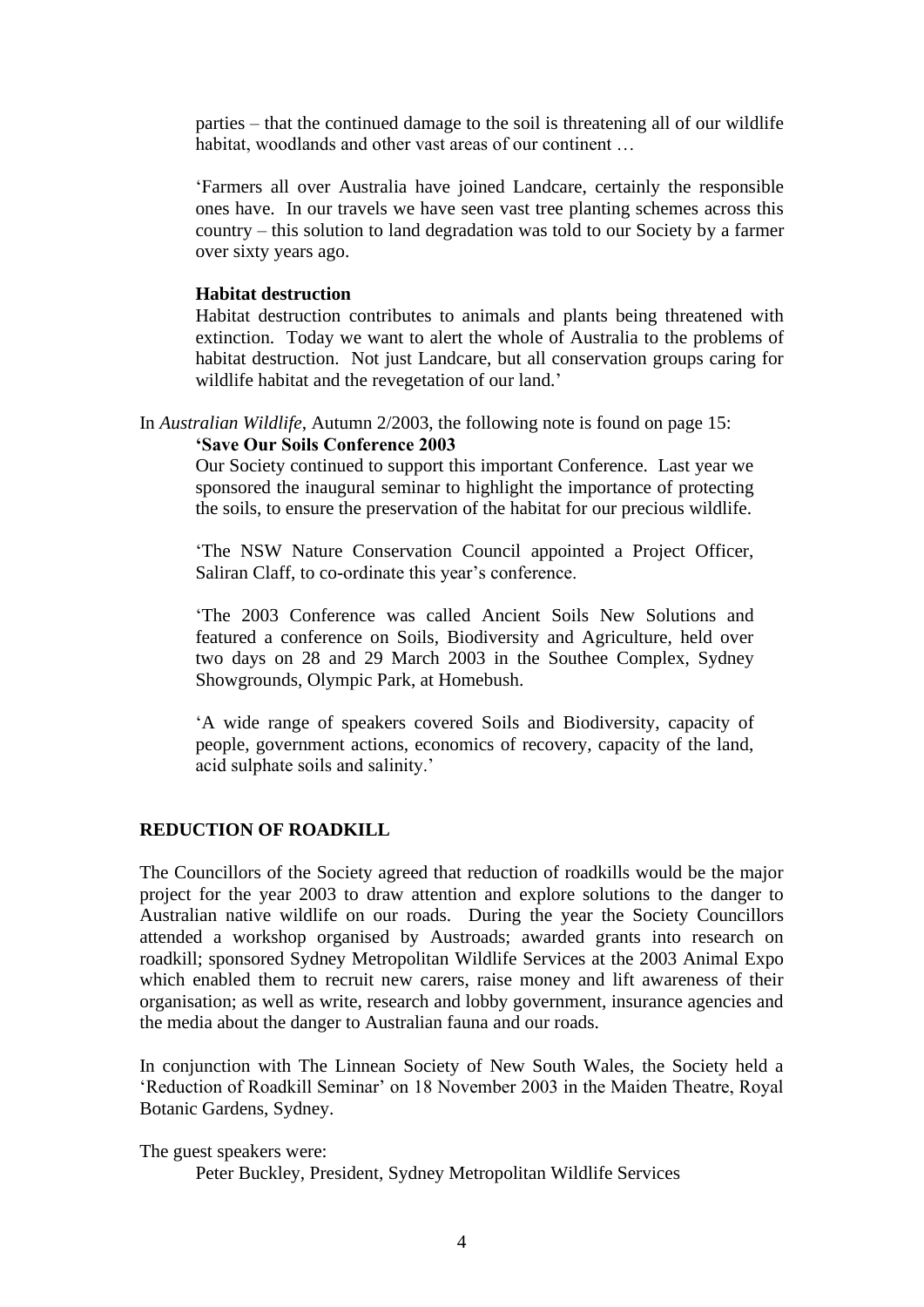parties – that the continued damage to the soil is threatening all of our wildlife habitat, woodlands and other vast areas of our continent …

'Farmers all over Australia have joined Landcare, certainly the responsible ones have. In our travels we have seen vast tree planting schemes across this country – this solution to land degradation was told to our Society by a farmer over sixty years ago.

**Habitat destruction**

Habitat destruction contributes to animals and plants being threatened with extinction. Today we want to alert the whole of Australia to the problems of habitat destruction. Not just Landcare, but all conservation groups caring for wildlife habitat and the revegetation of our land.'

In *Australian Wildlife*, Autumn 2/2003, the following note is found on page 15:

**'Save Our Soils Conference 2003**

Our Society continued to support this important Conference. Last year we sponsored the inaugural seminar to highlight the importance of protecting the soils, to ensure the preservation of the habitat for our precious wildlife.

'The NSW Nature Conservation Council appointed a Project Officer, Saliran Claff, to co-ordinate this year's conference.

'The 2003 Conference was called Ancient Soils New Solutions and featured a conference on Soils, Biodiversity and Agriculture, held over two days on 28 and 29 March 2003 in the Southee Complex, Sydney Showgrounds, Olympic Park, at Homebush.

'A wide range of speakers covered Soils and Biodiversity, capacity of people, government actions, economics of recovery, capacity of the land, acid sulphate soils and salinity.'

## REDUCTION OF ROADKILL

The Councillors of the Society agreed that reduction of roadkills would be the major project for the year 2003 to draw attention and explore solutions to the danger to Australian native wildlife on our roads. During the year the Society Councillors attended a workshop organised by Austroads; awarded grants into research on roadkill; sponsored Sydney Metropolitan Wildlife Services at the 2003 Animal Expo which enabled them to recruit new carers, raise money and lift awareness of their organisation; as well as write, research and lobby government, insurance agencies and the media about the danger to Australian fauna and our roads.

In conjunction with The Linnean Society of New South Wales, the Society held a 'Reduction of Roadkill Seminar' on 18 November 2003 in the Maiden Theatre, Royal Botanic Gardens, Sydney.

The guest speakers were:

Peter Buckley, President, Sydney Metropolitan Wildlife Services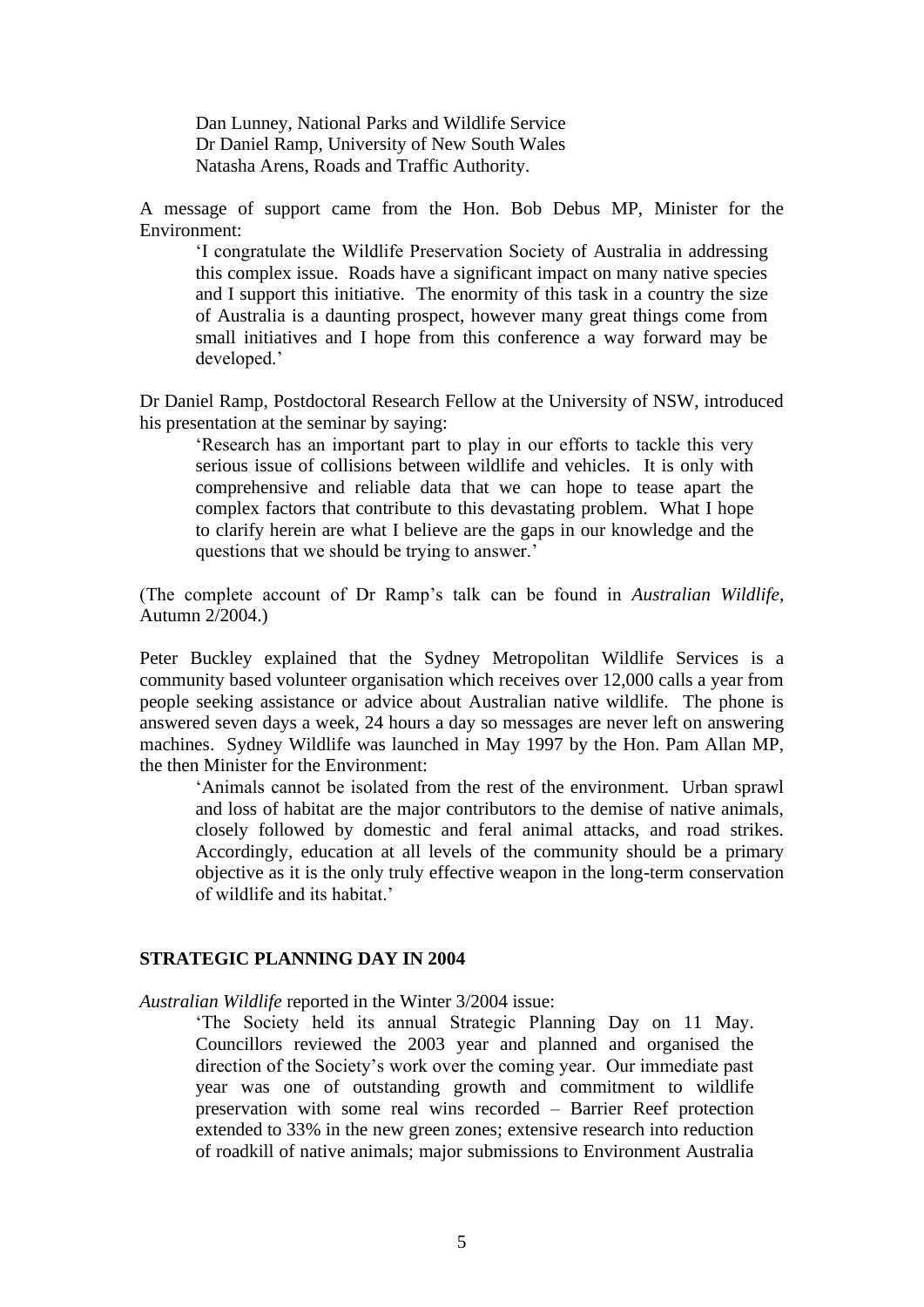Dan Lunney, National Parks and Wildlife Service
Dr Daniel Ramp, University of New South Wales
Natasha Arens, Roads and Traffic Authority.

A message of support came from the Hon. Bob Debus MP, Minister for the Environment:

> 'I congratulate the Wildlife Preservation Society of Australia in addressing this complex issue. Roads have a significant impact on many native species and I support this initiative. The enormity of this task in a country the size of Australia is a daunting prospect, however many great things come from small initiatives and I hope from this conference a way forward may be developed.'

Dr Daniel Ramp, Postdoctoral Research Fellow at the University of NSW, introduced his presentation at the seminar by saying:

> 'Research has an important part to play in our efforts to tackle this very serious issue of collisions between wildlife and vehicles. It is only with comprehensive and reliable data that we can hope to tease apart the complex factors that contribute to this devastating problem. What I hope to clarify herein are what I believe are the gaps in our knowledge and the questions that we should be trying to answer.'

(The complete account of Dr Ramp's talk can be found in *Australian Wildlife*, Autumn 2/2004.)

Peter Buckley explained that the Sydney Metropolitan Wildlife Services is a community based volunteer organisation which receives over 12,000 calls a year from people seeking assistance or advice about Australian native wildlife. The phone is answered seven days a week, 24 hours a day so messages are never left on answering machines. Sydney Wildlife was launched in May 1997 by the Hon. Pam Allan MP, the then Minister for the Environment:

> 'Animals cannot be isolated from the rest of the environment. Urban sprawl and loss of habitat are the major contributors to the demise of native animals, closely followed by domestic and feral animal attacks, and road strikes. Accordingly, education at all levels of the community should be a primary objective as it is the only truly effective weapon in the long-term conservation of wildlife and its habitat.'

## STRATEGIC PLANNING DAY IN 2004

*Australian Wildlife* reported in the Winter 3/2004 issue:

> 'The Society held its annual Strategic Planning Day on 11 May. Councillors reviewed the 2003 year and planned and organised the direction of the Society's work over the coming year. Our immediate past year was one of outstanding growth and commitment to wildlife preservation with some real wins recorded – Barrier Reef protection extended to 33% in the new green zones; extensive research into reduction of roadkill of native animals; major submissions to Environment Australia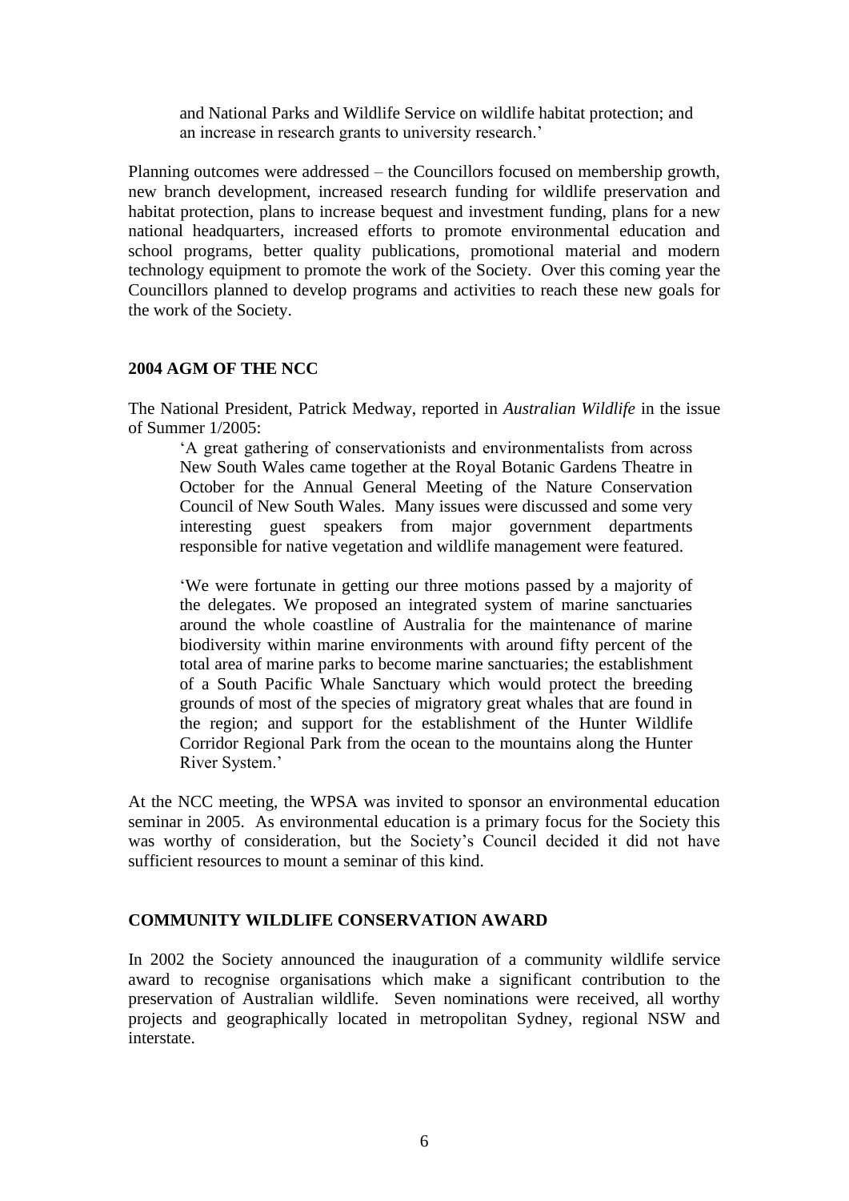and National Parks and Wildlife Service on wildlife habitat protection; and an increase in research grants to university research.'

Planning outcomes were addressed – the Councillors focused on membership growth, new branch development, increased research funding for wildlife preservation and habitat protection, plans to increase bequest and investment funding, plans for a new national headquarters, increased efforts to promote environmental education and school programs, better quality publications, promotional material and modern technology equipment to promote the work of the Society. Over this coming year the Councillors planned to develop programs and activities to reach these new goals for the work of the Society.

## 2004 AGM OF THE NCC

The National President, Patrick Medway, reported in *Australian Wildlife* in the issue of Summer 1/2005:

> 'A great gathering of conservationists and environmentalists from across New South Wales came together at the Royal Botanic Gardens Theatre in October for the Annual General Meeting of the Nature Conservation Council of New South Wales. Many issues were discussed and some very interesting guest speakers from major government departments responsible for native vegetation and wildlife management were featured.
>
> 'We were fortunate in getting our three motions passed by a majority of the delegates. We proposed an integrated system of marine sanctuaries around the whole coastline of Australia for the maintenance of marine biodiversity within marine environments with around fifty percent of the total area of marine parks to become marine sanctuaries; the establishment of a South Pacific Whale Sanctuary which would protect the breeding grounds of most of the species of migratory great whales that are found in the region; and support for the establishment of the Hunter Wildlife Corridor Regional Park from the ocean to the mountains along the Hunter River System.'

At the NCC meeting, the WPSA was invited to sponsor an environmental education seminar in 2005. As environmental education is a primary focus for the Society this was worthy of consideration, but the Society's Council decided it did not have sufficient resources to mount a seminar of this kind.

## COMMUNITY WILDLIFE CONSERVATION AWARD

In 2002 the Society announced the inauguration of a community wildlife service award to recognise organisations which make a significant contribution to the preservation of Australian wildlife. Seven nominations were received, all worthy projects and geographically located in metropolitan Sydney, regional NSW and interstate.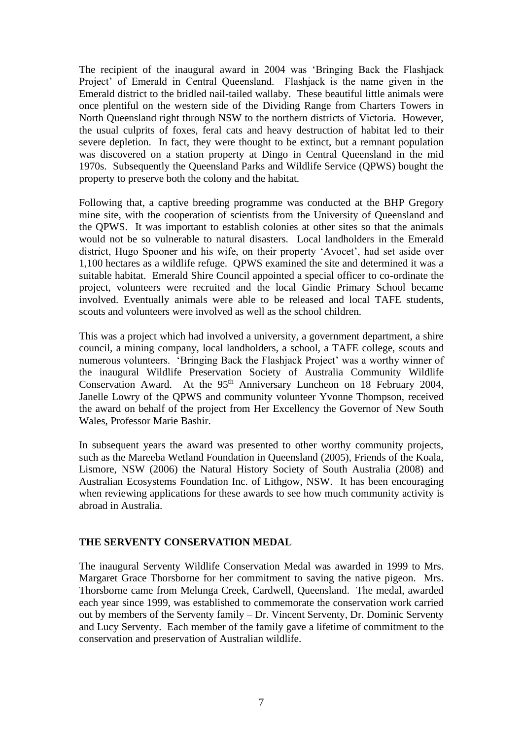The recipient of the inaugural award in 2004 was 'Bringing Back the Flashjack Project' of Emerald in Central Queensland. Flashjack is the name given in the Emerald district to the bridled nail-tailed wallaby. These beautiful little animals were once plentiful on the western side of the Dividing Range from Charters Towers in North Queensland right through NSW to the northern districts of Victoria. However, the usual culprits of foxes, feral cats and heavy destruction of habitat led to their severe depletion. In fact, they were thought to be extinct, but a remnant population was discovered on a station property at Dingo in Central Queensland in the mid 1970s. Subsequently the Queensland Parks and Wildlife Service (QPWS) bought the property to preserve both the colony and the habitat.

Following that, a captive breeding programme was conducted at the BHP Gregory mine site, with the cooperation of scientists from the University of Queensland and the QPWS. It was important to establish colonies at other sites so that the animals would not be so vulnerable to natural disasters. Local landholders in the Emerald district, Hugo Spooner and his wife, on their property 'Avocet', had set aside over 1,100 hectares as a wildlife refuge. QPWS examined the site and determined it was a suitable habitat. Emerald Shire Council appointed a special officer to co-ordinate the project, volunteers were recruited and the local Gindie Primary School became involved. Eventually animals were able to be released and local TAFE students, scouts and volunteers were involved as well as the school children.

This was a project which had involved a university, a government department, a shire council, a mining company, local landholders, a school, a TAFE college, scouts and numerous volunteers. 'Bringing Back the Flashjack Project' was a worthy winner of the inaugural Wildlife Preservation Society of Australia Community Wildlife Conservation Award. At the 95th Anniversary Luncheon on 18 February 2004, Janelle Lowry of the QPWS and community volunteer Yvonne Thompson, received the award on behalf of the project from Her Excellency the Governor of New South Wales, Professor Marie Bashir.

In subsequent years the award was presented to other worthy community projects, such as the Mareeba Wetland Foundation in Queensland (2005), Friends of the Koala, Lismore, NSW (2006) the Natural History Society of South Australia (2008) and Australian Ecosystems Foundation Inc. of Lithgow, NSW. It has been encouraging when reviewing applications for these awards to see how much community activity is abroad in Australia.

## THE SERVENTY CONSERVATION MEDAL

The inaugural Serventy Wildlife Conservation Medal was awarded in 1999 to Mrs. Margaret Grace Thorsborne for her commitment to saving the native pigeon. Mrs. Thorsborne came from Melunga Creek, Cardwell, Queensland. The medal, awarded each year since 1999, was established to commemorate the conservation work carried out by members of the Serventy family – Dr. Vincent Serventy, Dr. Dominic Serventy and Lucy Serventy. Each member of the family gave a lifetime of commitment to the conservation and preservation of Australian wildlife.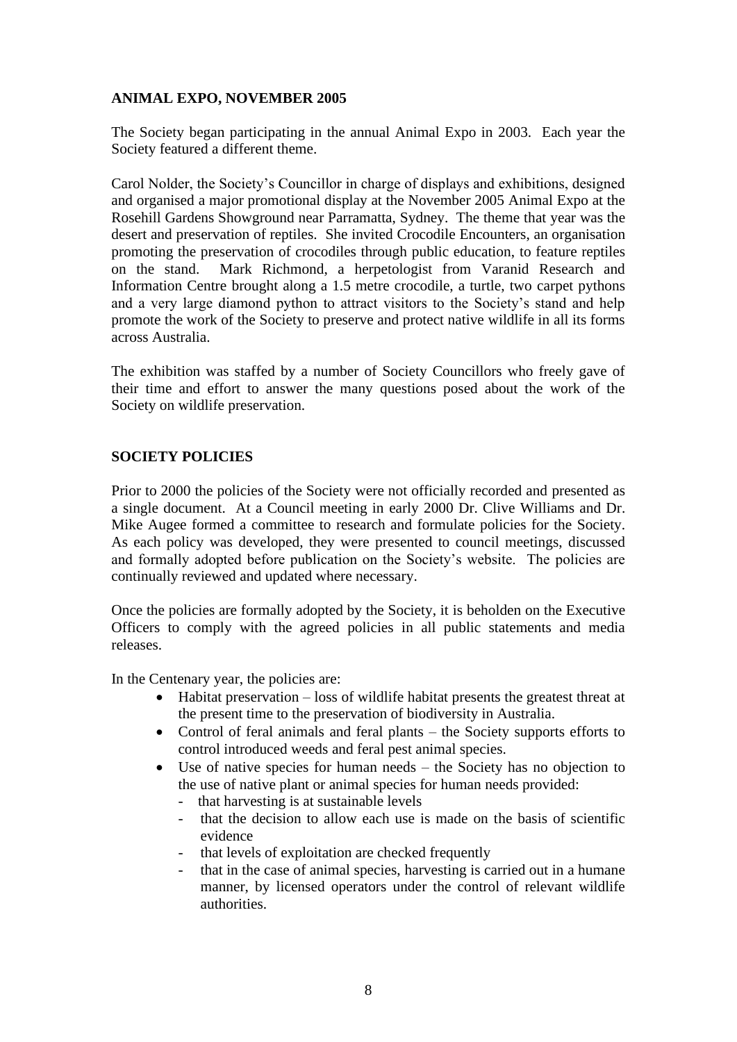## ANIMAL EXPO, NOVEMBER 2005

The Society began participating in the annual Animal Expo in 2003. Each year the Society featured a different theme.

Carol Nolder, the Society's Councillor in charge of displays and exhibitions, designed and organised a major promotional display at the November 2005 Animal Expo at the Rosehill Gardens Showground near Parramatta, Sydney. The theme that year was the desert and preservation of reptiles. She invited Crocodile Encounters, an organisation promoting the preservation of crocodiles through public education, to feature reptiles on the stand. Mark Richmond, a herpetologist from Varanid Research and Information Centre brought along a 1.5 metre crocodile, a turtle, two carpet pythons and a very large diamond python to attract visitors to the Society's stand and help promote the work of the Society to preserve and protect native wildlife in all its forms across Australia.

The exhibition was staffed by a number of Society Councillors who freely gave of their time and effort to answer the many questions posed about the work of the Society on wildlife preservation.

## SOCIETY POLICIES

Prior to 2000 the policies of the Society were not officially recorded and presented as a single document. At a Council meeting in early 2000 Dr. Clive Williams and Dr. Mike Augee formed a committee to research and formulate policies for the Society. As each policy was developed, they were presented to council meetings, discussed and formally adopted before publication on the Society's website. The policies are continually reviewed and updated where necessary.

Once the policies are formally adopted by the Society, it is beholden on the Executive Officers to comply with the agreed policies in all public statements and media releases.

In the Centenary year, the policies are:

- Habitat preservation – loss of wildlife habitat presents the greatest threat at the present time to the preservation of biodiversity in Australia.
- Control of feral animals and feral plants – the Society supports efforts to control introduced weeds and feral pest animal species.
- Use of native species for human needs – the Society has no objection to the use of native plant or animal species for human needs provided:
  - that harvesting is at sustainable levels
  - that the decision to allow each use is made on the basis of scientific evidence
  - that levels of exploitation are checked frequently
  - that in the case of animal species, harvesting is carried out in a humane manner, by licensed operators under the control of relevant wildlife authorities.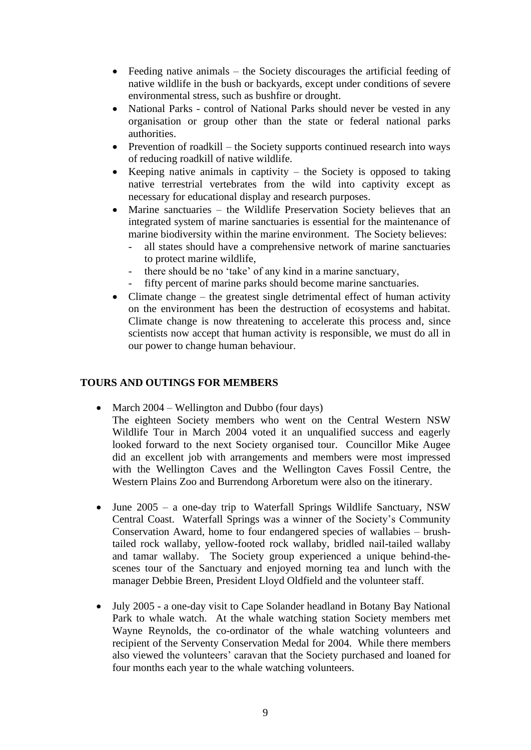- Feeding native animals – the Society discourages the artificial feeding of native wildlife in the bush or backyards, except under conditions of severe environmental stress, such as bushfire or drought.
- National Parks - control of National Parks should never be vested in any organisation or group other than the state or federal national parks authorities.
- Prevention of roadkill – the Society supports continued research into ways of reducing roadkill of native wildlife.
- Keeping native animals in captivity – the Society is opposed to taking native terrestrial vertebrates from the wild into captivity except as necessary for educational display and research purposes.
- Marine sanctuaries – the Wildlife Preservation Society believes that an integrated system of marine sanctuaries is essential for the maintenance of marine biodiversity within the marine environment. The Society believes:
  - all states should have a comprehensive network of marine sanctuaries to protect marine wildlife,
  - there should be no 'take' of any kind in a marine sanctuary,
  - fifty percent of marine parks should become marine sanctuaries.
- Climate change – the greatest single detrimental effect of human activity on the environment has been the destruction of ecosystems and habitat. Climate change is now threatening to accelerate this process and, since scientists now accept that human activity is responsible, we must do all in our power to change human behaviour.

## TOURS AND OUTINGS FOR MEMBERS

- March 2004 – Wellington and Dubbo (four days)
  The eighteen Society members who went on the Central Western NSW Wildlife Tour in March 2004 voted it an unqualified success and eagerly looked forward to the next Society organised tour. Councillor Mike Augee did an excellent job with arrangements and members were most impressed with the Wellington Caves and the Wellington Caves Fossil Centre, the Western Plains Zoo and Burrendong Arboretum were also on the itinerary.

- June 2005 – a one-day trip to Waterfall Springs Wildlife Sanctuary, NSW Central Coast. Waterfall Springs was a winner of the Society's Community Conservation Award, home to four endangered species of wallabies – brush-tailed rock wallaby, yellow-footed rock wallaby, bridled nail-tailed wallaby and tamar wallaby. The Society group experienced a unique behind-the-scenes tour of the Sanctuary and enjoyed morning tea and lunch with the manager Debbie Breen, President Lloyd Oldfield and the volunteer staff.

- July 2005 - a one-day visit to Cape Solander headland in Botany Bay National Park to whale watch. At the whale watching station Society members met Wayne Reynolds, the co-ordinator of the whale watching volunteers and recipient of the Serventy Conservation Medal for 2004. While there members also viewed the volunteers' caravan that the Society purchased and loaned for four months each year to the whale watching volunteers.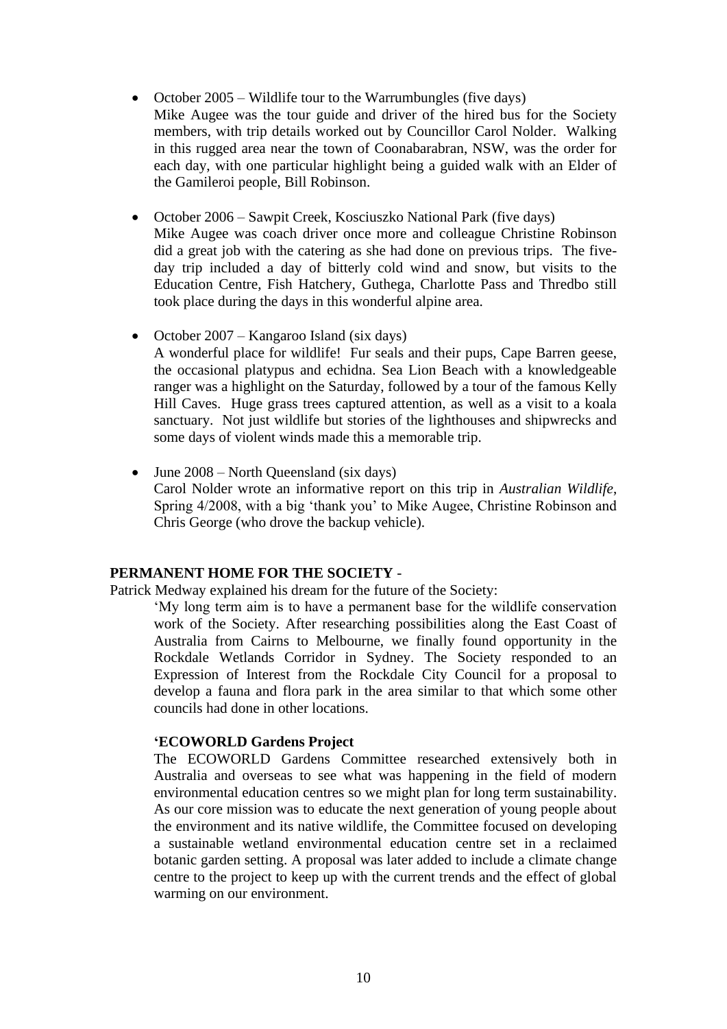- October 2005 – Wildlife tour to the Warrumbungles (five days)
  Mike Augee was the tour guide and driver of the hired bus for the Society members, with trip details worked out by Councillor Carol Nolder. Walking in this rugged area near the town of Coonabarabran, NSW, was the order for each day, with one particular highlight being a guided walk with an Elder of the Gamileroi people, Bill Robinson.

- October 2006 – Sawpit Creek, Kosciuszko National Park (five days)
  Mike Augee was coach driver once more and colleague Christine Robinson did a great job with the catering as she had done on previous trips. The five-day trip included a day of bitterly cold wind and snow, but visits to the Education Centre, Fish Hatchery, Guthega, Charlotte Pass and Thredbo still took place during the days in this wonderful alpine area.

- October 2007 – Kangaroo Island (six days)
  A wonderful place for wildlife! Fur seals and their pups, Cape Barren geese, the occasional platypus and echidna. Sea Lion Beach with a knowledgeable ranger was a highlight on the Saturday, followed by a tour of the famous Kelly Hill Caves. Huge grass trees captured attention, as well as a visit to a koala sanctuary. Not just wildlife but stories of the lighthouses and shipwrecks and some days of violent winds made this a memorable trip.

- June 2008 – North Queensland (six days)
  Carol Nolder wrote an informative report on this trip in *Australian Wildlife*, Spring 4/2008, with a big 'thank you' to Mike Augee, Christine Robinson and Chris George (who drove the backup vehicle).

**PERMANENT HOME FOR THE SOCIETY** -

Patrick Medway explained his dream for the future of the Society:

> 'My long term aim is to have a permanent base for the wildlife conservation work of the Society. After researching possibilities along the East Coast of Australia from Cairns to Melbourne, we finally found opportunity in the Rockdale Wetlands Corridor in Sydney. The Society responded to an Expression of Interest from the Rockdale City Council for a proposal to develop a fauna and flora park in the area similar to that which some other councils had done in other locations.
>
> **'ECOWORLD Gardens Project**
>
> The ECOWORLD Gardens Committee researched extensively both in Australia and overseas to see what was happening in the field of modern environmental education centres so we might plan for long term sustainability. As our core mission was to educate the next generation of young people about the environment and its native wildlife, the Committee focused on developing a sustainable wetland environmental education centre set in a reclaimed botanic garden setting. A proposal was later added to include a climate change centre to the project to keep up with the current trends and the effect of global warming on our environment.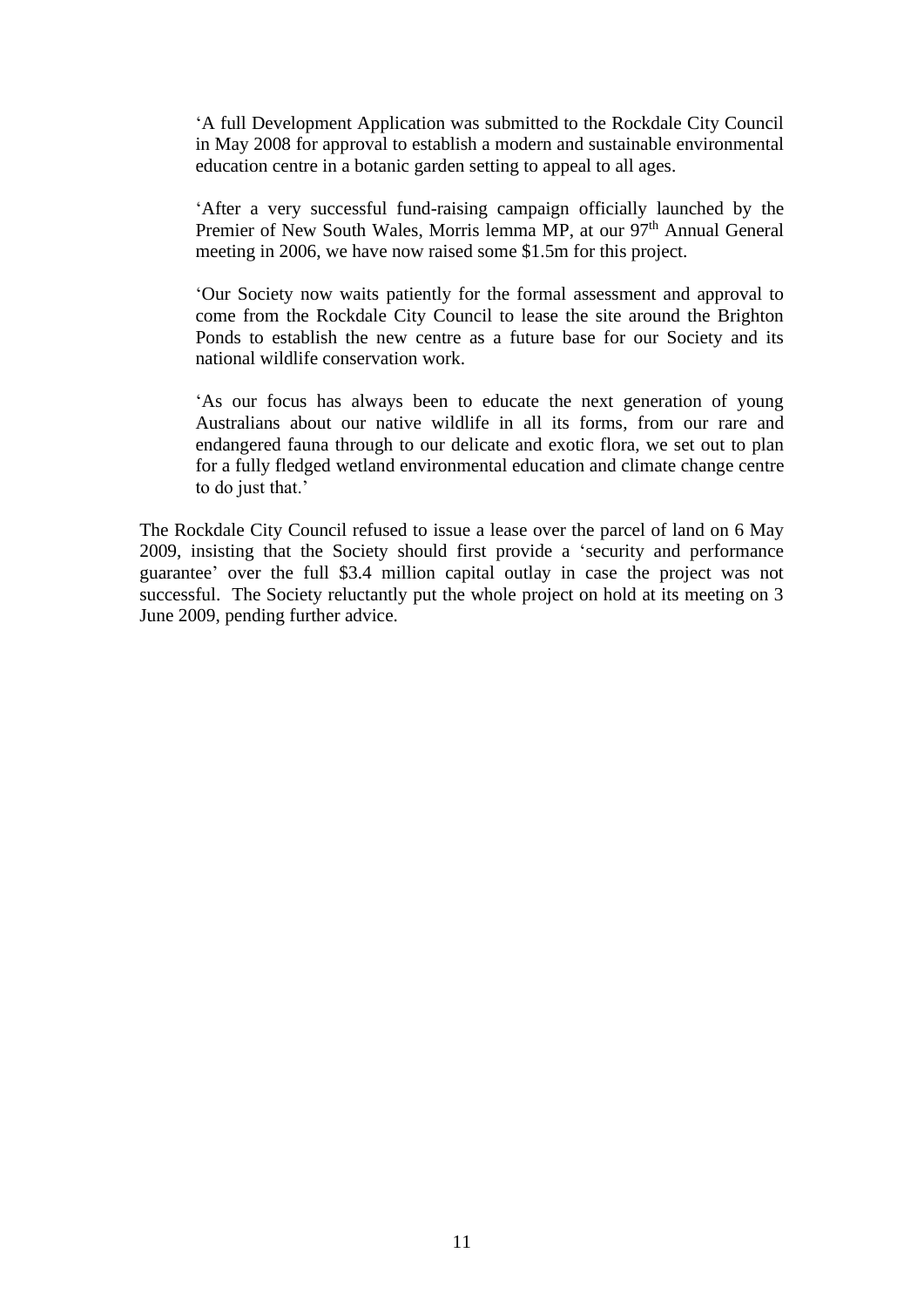> 'A full Development Application was submitted to the Rockdale City Council in May 2008 for approval to establish a modern and sustainable environmental education centre in a botanic garden setting to appeal to all ages.
>
> 'After a very successful fund-raising campaign officially launched by the Premier of New South Wales, Morris lemma MP, at our 97th Annual General meeting in 2006, we have now raised some $1.5m for this project.
>
> 'Our Society now waits patiently for the formal assessment and approval to come from the Rockdale City Council to lease the site around the Brighton Ponds to establish the new centre as a future base for our Society and its national wildlife conservation work.
>
> 'As our focus has always been to educate the next generation of young Australians about our native wildlife in all its forms, from our rare and endangered fauna through to our delicate and exotic flora, we set out to plan for a fully fledged wetland environmental education and climate change centre to do just that.'

The Rockdale City Council refused to issue a lease over the parcel of land on 6 May 2009, insisting that the Society should first provide a 'security and performance guarantee' over the full $3.4 million capital outlay in case the project was not successful. The Society reluctantly put the whole project on hold at its meeting on 3 June 2009, pending further advice.